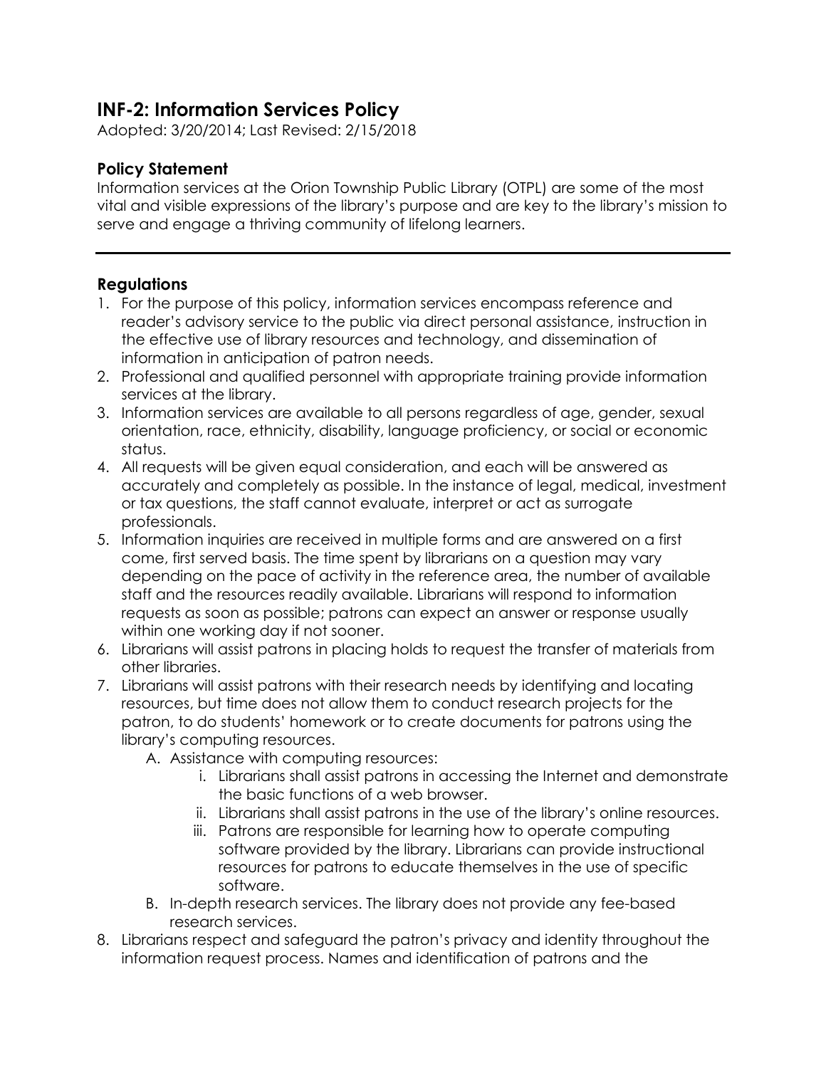# INF-2: Information Services Policy

Adopted: 3/20/2014; Last Revised: 2/15/2018

## Policy Statement

Information services at the Orion Township Public Library (OTPL) are some of the most vital and visible expressions of the library's purpose and are key to the library's mission to serve and engage a thriving community of lifelong learners.

---

## Regulations

1. For the purpose of this policy, information services encompass reference and reader's advisory service to the public via direct personal assistance, instruction in the effective use of library resources and technology, and dissemination of information in anticipation of patron needs.
2. Professional and qualified personnel with appropriate training provide information services at the library.
3. Information services are available to all persons regardless of age, gender, sexual orientation, race, ethnicity, disability, language proficiency, or social or economic status.
4. All requests will be given equal consideration, and each will be answered as accurately and completely as possible. In the instance of legal, medical, investment or tax questions, the staff cannot evaluate, interpret or act as surrogate professionals.
5. Information inquiries are received in multiple forms and are answered on a first come, first served basis. The time spent by librarians on a question may vary depending on the pace of activity in the reference area, the number of available staff and the resources readily available. Librarians will respond to information requests as soon as possible; patrons can expect an answer or response usually within one working day if not sooner.
6. Librarians will assist patrons in placing holds to request the transfer of materials from other libraries.
7. Librarians will assist patrons with their research needs by identifying and locating resources, but time does not allow them to conduct research projects for the patron, to do students' homework or to create documents for patrons using the library's computing resources.
   - A. Assistance with computing resources:
     - i. Librarians shall assist patrons in accessing the Internet and demonstrate the basic functions of a web browser.
     - ii. Librarians shall assist patrons in the use of the library's online resources.
     - iii. Patrons are responsible for learning how to operate computing software provided by the library. Librarians can provide instructional resources for patrons to educate themselves in the use of specific software.
   - B. In-depth research services. The library does not provide any fee-based research services.
8. Librarians respect and safeguard the patron's privacy and identity throughout the information request process. Names and identification of patrons and the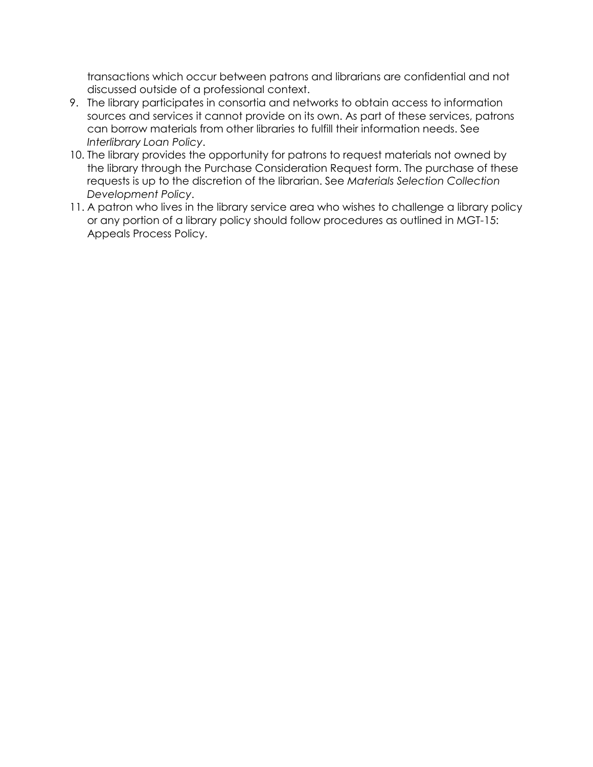transactions which occur between patrons and librarians are confidential and not discussed outside of a professional context.

9. The library participates in consortia and networks to obtain access to information sources and services it cannot provide on its own. As part of these services, patrons can borrow materials from other libraries to fulfill their information needs. See *Interlibrary Loan Policy*.
10. The library provides the opportunity for patrons to request materials not owned by the library through the Purchase Consideration Request form. The purchase of these requests is up to the discretion of the librarian. See *Materials Selection Collection Development Policy*.
11. A patron who lives in the library service area who wishes to challenge a library policy or any portion of a library policy should follow procedures as outlined in MGT-15: Appeals Process Policy.